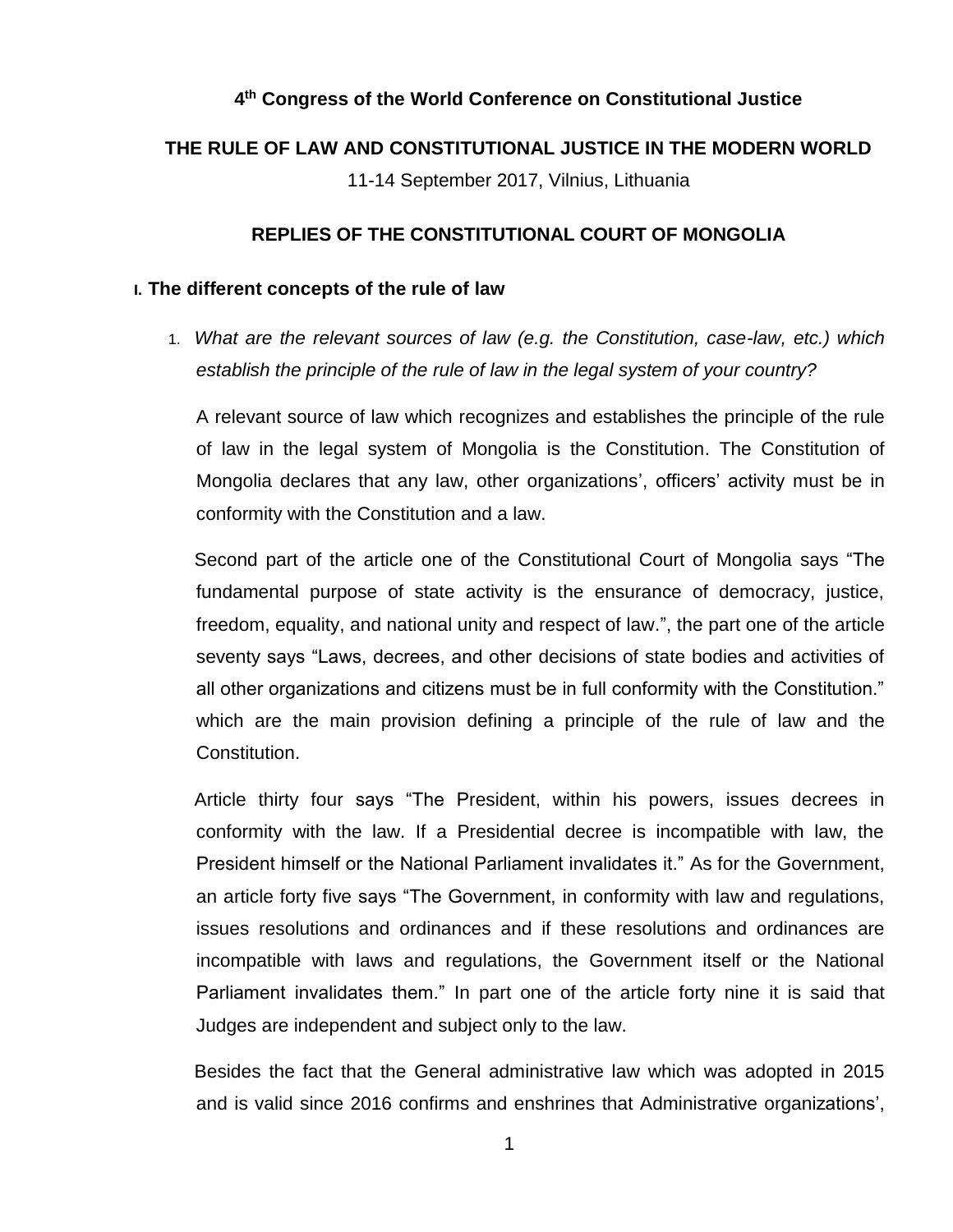**4th Congress of the World Conference on Constitutional Justice**

**THE RULE OF LAW AND CONSTITUTIONAL JUSTICE IN THE MODERN WORLD**

11-14 September 2017, Vilnius, Lithuania

**REPLIES OF THE CONSTITUTIONAL COURT OF MONGOLIA**

## I. The different concepts of the rule of law

1. *What are the relevant sources of law (e.g. the Constitution, case-law, etc.) which establish the principle of the rule of law in the legal system of your country?*

   A relevant source of law which recognizes and establishes the principle of the rule of law in the legal system of Mongolia is the Constitution. The Constitution of Mongolia declares that any law, other organizations', officers' activity must be in conformity with the Constitution and a law.

   Second part of the article one of the Constitutional Court of Mongolia says "The fundamental purpose of state activity is the ensurance of democracy, justice, freedom, equality, and national unity and respect of law.", the part one of the article seventy says "Laws, decrees, and other decisions of state bodies and activities of all other organizations and citizens must be in full conformity with the Constitution." which are the main provision defining a principle of the rule of law and the Constitution.

   Article thirty four says "The President, within his powers, issues decrees in conformity with the law. If a Presidential decree is incompatible with law, the President himself or the National Parliament invalidates it." As for the Government, an article forty five says "The Government, in conformity with law and regulations, issues resolutions and ordinances and if these resolutions and ordinances are incompatible with laws and regulations, the Government itself or the National Parliament invalidates them." In part one of the article forty nine it is said that Judges are independent and subject only to the law.

   Besides the fact that the General administrative law which was adopted in 2015 and is valid since 2016 confirms and enshrines that Administrative organizations',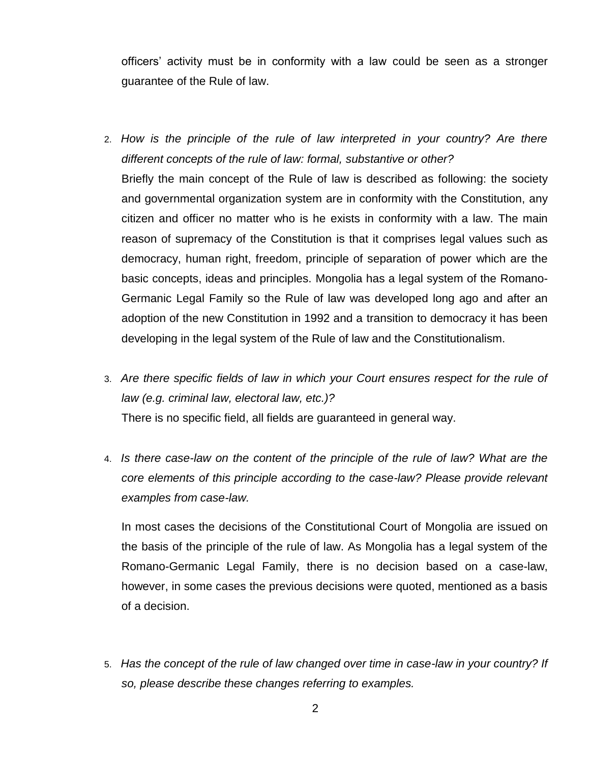officers' activity must be in conformity with a law could be seen as a stronger guarantee of the Rule of law.

2. *How is the principle of the rule of law interpreted in your country? Are there different concepts of the rule of law: formal, substantive or other?*

   Briefly the main concept of the Rule of law is described as following: the society and governmental organization system are in conformity with the Constitution, any citizen and officer no matter who is he exists in conformity with a law. The main reason of supremacy of the Constitution is that it comprises legal values such as democracy, human right, freedom, principle of separation of power which are the basic concepts, ideas and principles. Mongolia has a legal system of the Romano-Germanic Legal Family so the Rule of law was developed long ago and after an adoption of the new Constitution in 1992 and a transition to democracy it has been developing in the legal system of the Rule of law and the Constitutionalism.

3. *Are there specific fields of law in which your Court ensures respect for the rule of law (e.g. criminal law, electoral law, etc.)?*

   There is no specific field, all fields are guaranteed in general way.

4. *Is there case-law on the content of the principle of the rule of law? What are the core elements of this principle according to the case-law? Please provide relevant examples from case-law.*

   In most cases the decisions of the Constitutional Court of Mongolia are issued on the basis of the principle of the rule of law. As Mongolia has a legal system of the Romano-Germanic Legal Family, there is no decision based on a case-law, however, in some cases the previous decisions were quoted, mentioned as a basis of a decision.

5. *Has the concept of the rule of law changed over time in case-law in your country? If so, please describe these changes referring to examples.*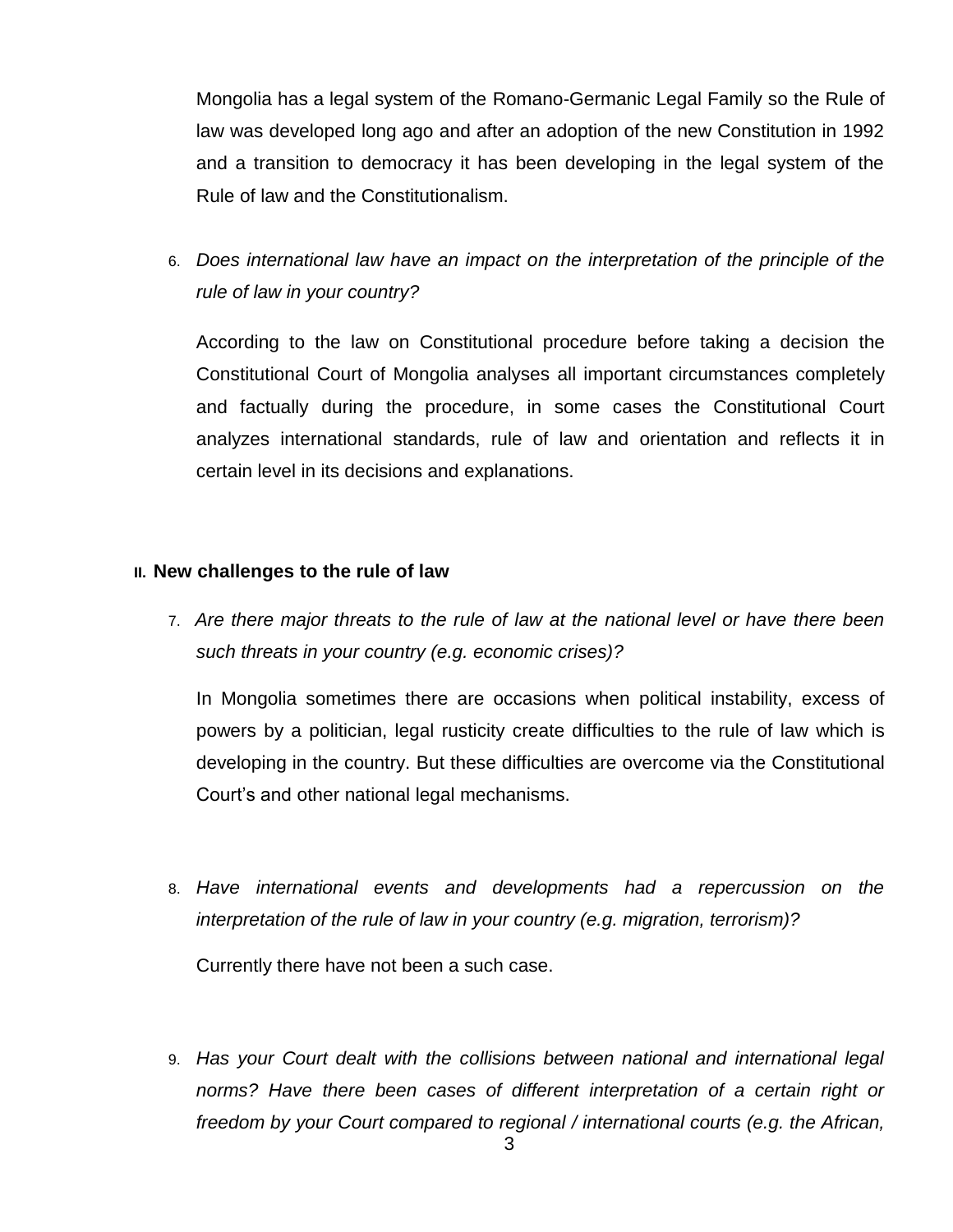Mongolia has a legal system of the Romano-Germanic Legal Family so the Rule of law was developed long ago and after an adoption of the new Constitution in 1992 and a transition to democracy it has been developing in the legal system of the Rule of law and the Constitutionalism.

6. *Does international law have an impact on the interpretation of the principle of the rule of law in your country?*

   According to the law on Constitutional procedure before taking a decision the Constitutional Court of Mongolia analyses all important circumstances completely and factually during the procedure, in some cases the Constitutional Court analyzes international standards, rule of law and orientation and reflects it in certain level in its decisions and explanations.

## II. New challenges to the rule of law

7. *Are there major threats to the rule of law at the national level or have there been such threats in your country (e.g. economic crises)?*

   In Mongolia sometimes there are occasions when political instability, excess of powers by a politician, legal rusticity create difficulties to the rule of law which is developing in the country. But these difficulties are overcome via the Constitutional Court's and other national legal mechanisms.

8. *Have international events and developments had a repercussion on the interpretation of the rule of law in your country (e.g. migration, terrorism)?*

   Currently there have not been a such case.

9. *Has your Court dealt with the collisions between national and international legal norms? Have there been cases of different interpretation of a certain right or freedom by your Court compared to regional / international courts (e.g. the African,*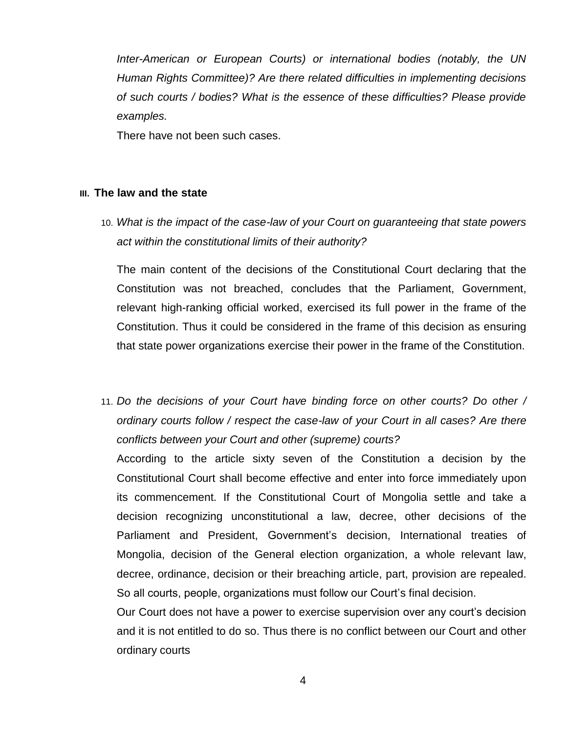*Inter-American or European Courts) or international bodies (notably, the UN Human Rights Committee)? Are there related difficulties in implementing decisions of such courts / bodies? What is the essence of these difficulties? Please provide examples.*

There have not been such cases.

## III. The law and the state

10. *What is the impact of the case-law of your Court on guaranteeing that state powers act within the constitutional limits of their authority?*

    The main content of the decisions of the Constitutional Court declaring that the Constitution was not breached, concludes that the Parliament, Government, relevant high-ranking official worked, exercised its full power in the frame of the Constitution. Thus it could be considered in the frame of this decision as ensuring that state power organizations exercise their power in the frame of the Constitution.

11. *Do the decisions of your Court have binding force on other courts? Do other / ordinary courts follow / respect the case-law of your Court in all cases? Are there conflicts between your Court and other (supreme) courts?*

    According to the article sixty seven of the Constitution a decision by the Constitutional Court shall become effective and enter into force immediately upon its commencement. If the Constitutional Court of Mongolia settle and take a decision recognizing unconstitutional a law, decree, other decisions of the Parliament and President, Government's decision, International treaties of Mongolia, decision of the General election organization, a whole relevant law, decree, ordinance, decision or their breaching article, part, provision are repealed. So all courts, people, organizations must follow our Court's final decision.

    Our Court does not have a power to exercise supervision over any court's decision and it is not entitled to do so. Thus there is no conflict between our Court and other ordinary courts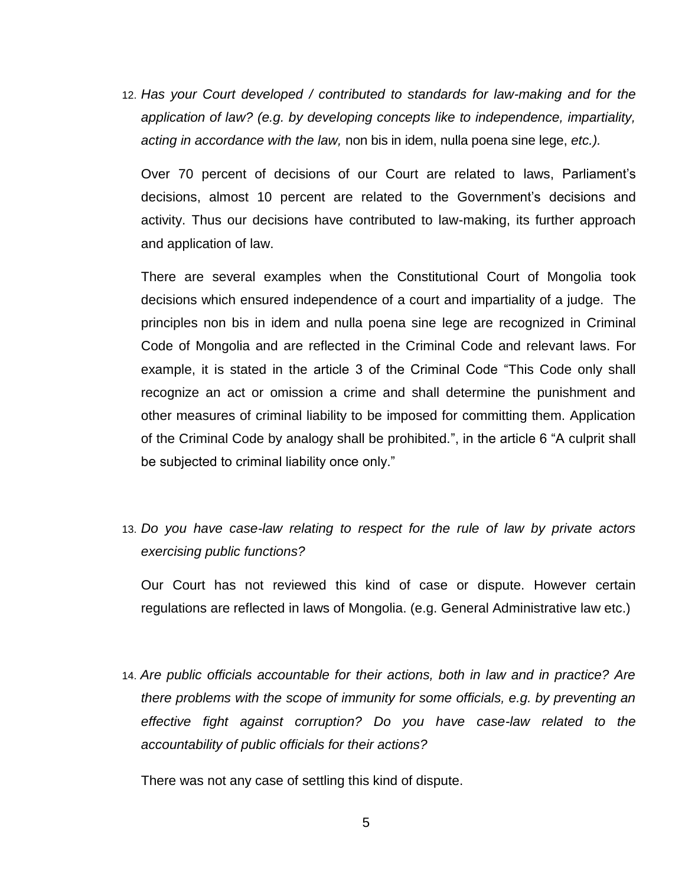12. *Has your Court developed / contributed to standards for law-making and for the application of law? (e.g. by developing concepts like to independence, impartiality, acting in accordance with the law,* non bis in idem, nulla poena sine lege, *etc.).*

    Over 70 percent of decisions of our Court are related to laws, Parliament's decisions, almost 10 percent are related to the Government's decisions and activity. Thus our decisions have contributed to law-making, its further approach and application of law.

    There are several examples when the Constitutional Court of Mongolia took decisions which ensured independence of a court and impartiality of a judge. The principles non bis in idem and nulla poena sine lege are recognized in Criminal Code of Mongolia and are reflected in the Criminal Code and relevant laws. For example, it is stated in the article 3 of the Criminal Code "This Code only shall recognize an act or omission a crime and shall determine the punishment and other measures of criminal liability to be imposed for committing them. Application of the Criminal Code by analogy shall be prohibited.", in the article 6 "A culprit shall be subjected to criminal liability once only."

13. *Do you have case-law relating to respect for the rule of law by private actors exercising public functions?*

    Our Court has not reviewed this kind of case or dispute. However certain regulations are reflected in laws of Mongolia. (e.g. General Administrative law etc.)

14. *Are public officials accountable for their actions, both in law and in practice? Are there problems with the scope of immunity for some officials, e.g. by preventing an effective fight against corruption? Do you have case-law related to the accountability of public officials for their actions?*

    There was not any case of settling this kind of dispute.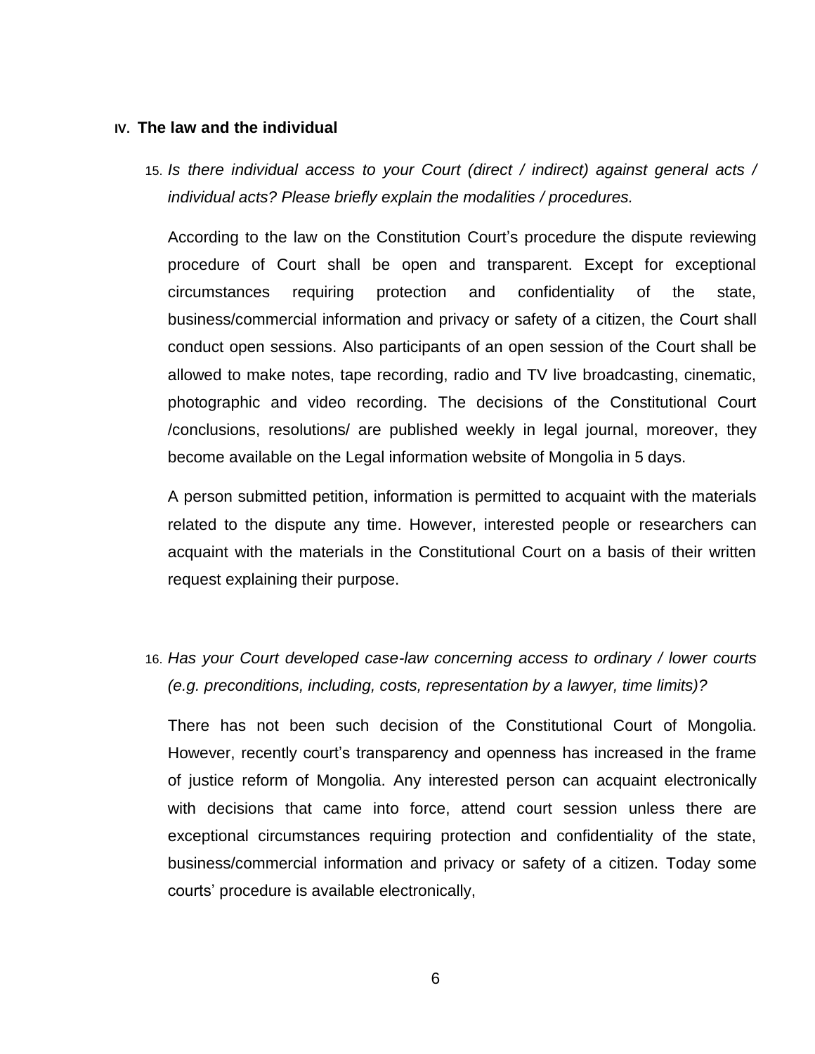## IV. The law and the individual

15. *Is there individual access to your Court (direct / indirect) against general acts / individual acts? Please briefly explain the modalities / procedures.*

    According to the law on the Constitution Court's procedure the dispute reviewing procedure of Court shall be open and transparent. Except for exceptional circumstances requiring protection and confidentiality of the state, business/commercial information and privacy or safety of a citizen, the Court shall conduct open sessions. Also participants of an open session of the Court shall be allowed to make notes, tape recording, radio and TV live broadcasting, cinematic, photographic and video recording. The decisions of the Constitutional Court /conclusions, resolutions/ are published weekly in legal journal, moreover, they become available on the Legal information website of Mongolia in 5 days.

    A person submitted petition, information is permitted to acquaint with the materials related to the dispute any time. However, interested people or researchers can acquaint with the materials in the Constitutional Court on a basis of their written request explaining their purpose.

16. *Has your Court developed case-law concerning access to ordinary / lower courts (e.g. preconditions, including, costs, representation by a lawyer, time limits)?*

    There has not been such decision of the Constitutional Court of Mongolia. However, recently court's transparency and openness has increased in the frame of justice reform of Mongolia. Any interested person can acquaint electronically with decisions that came into force, attend court session unless there are exceptional circumstances requiring protection and confidentiality of the state, business/commercial information and privacy or safety of a citizen. Today some courts' procedure is available electronically,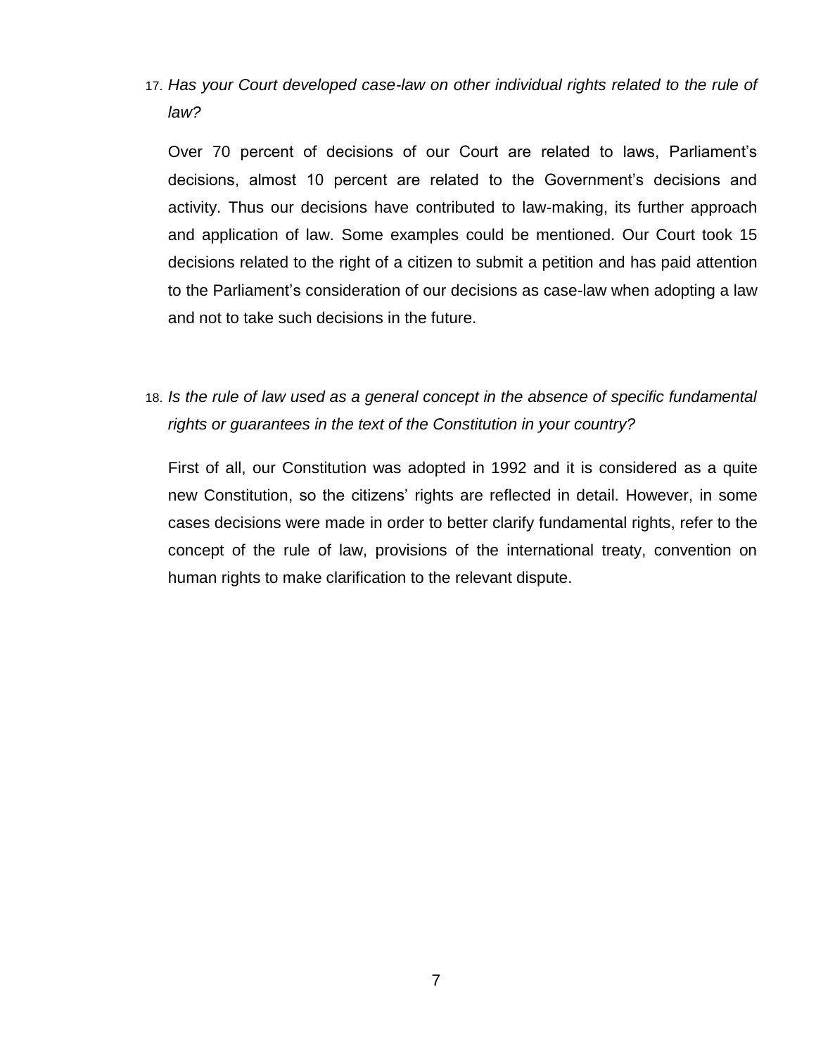17. *Has your Court developed case-law on other individual rights related to the rule of law?*

    Over 70 percent of decisions of our Court are related to laws, Parliament's decisions, almost 10 percent are related to the Government's decisions and activity. Thus our decisions have contributed to law-making, its further approach and application of law. Some examples could be mentioned. Our Court took 15 decisions related to the right of a citizen to submit a petition and has paid attention to the Parliament's consideration of our decisions as case-law when adopting a law and not to take such decisions in the future.

18. *Is the rule of law used as a general concept in the absence of specific fundamental rights or guarantees in the text of the Constitution in your country?*

    First of all, our Constitution was adopted in 1992 and it is considered as a quite new Constitution, so the citizens' rights are reflected in detail. However, in some cases decisions were made in order to better clarify fundamental rights, refer to the concept of the rule of law, provisions of the international treaty, convention on human rights to make clarification to the relevant dispute.